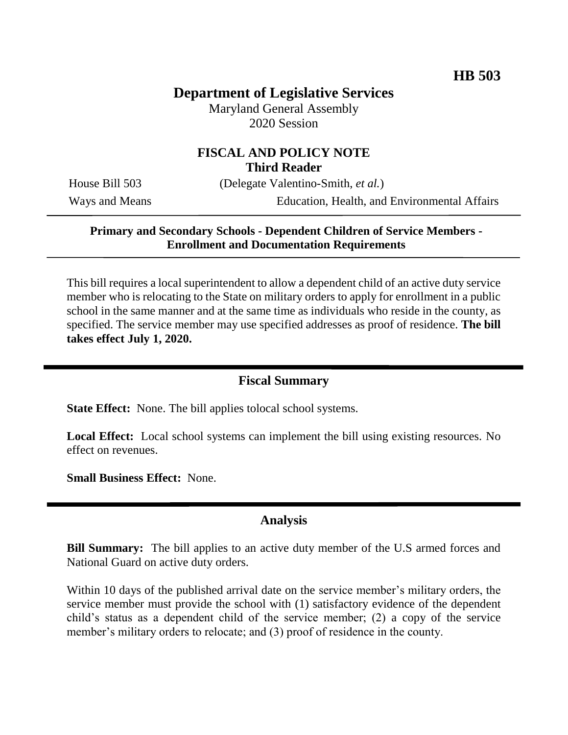**HB 503**

# Department of Legislative Services

Maryland General Assembly
2020 Session

## FISCAL AND POLICY NOTE
**Third Reader**

House Bill 503 (Delegate Valentino-Smith, *et al.*)
Ways and Means Education, Health, and Environmental Affairs

---

**Primary and Secondary Schools - Dependent Children of Service Members - Enrollment and Documentation Requirements**

---

This bill requires a local superintendent to allow a dependent child of an active duty service member who is relocating to the State on military orders to apply for enrollment in a public school in the same manner and at the same time as individuals who reside in the county, as specified. The service member may use specified addresses as proof of residence. **The bill takes effect July 1, 2020.**

---

## Fiscal Summary

**State Effect:** None. The bill applies tolocal school systems.

**Local Effect:** Local school systems can implement the bill using existing resources. No effect on revenues.

**Small Business Effect:** None.

---

## Analysis

**Bill Summary:** The bill applies to an active duty member of the U.S armed forces and National Guard on active duty orders.

Within 10 days of the published arrival date on the service member's military orders, the service member must provide the school with (1) satisfactory evidence of the dependent child's status as a dependent child of the service member; (2) a copy of the service member's military orders to relocate; and (3) proof of residence in the county.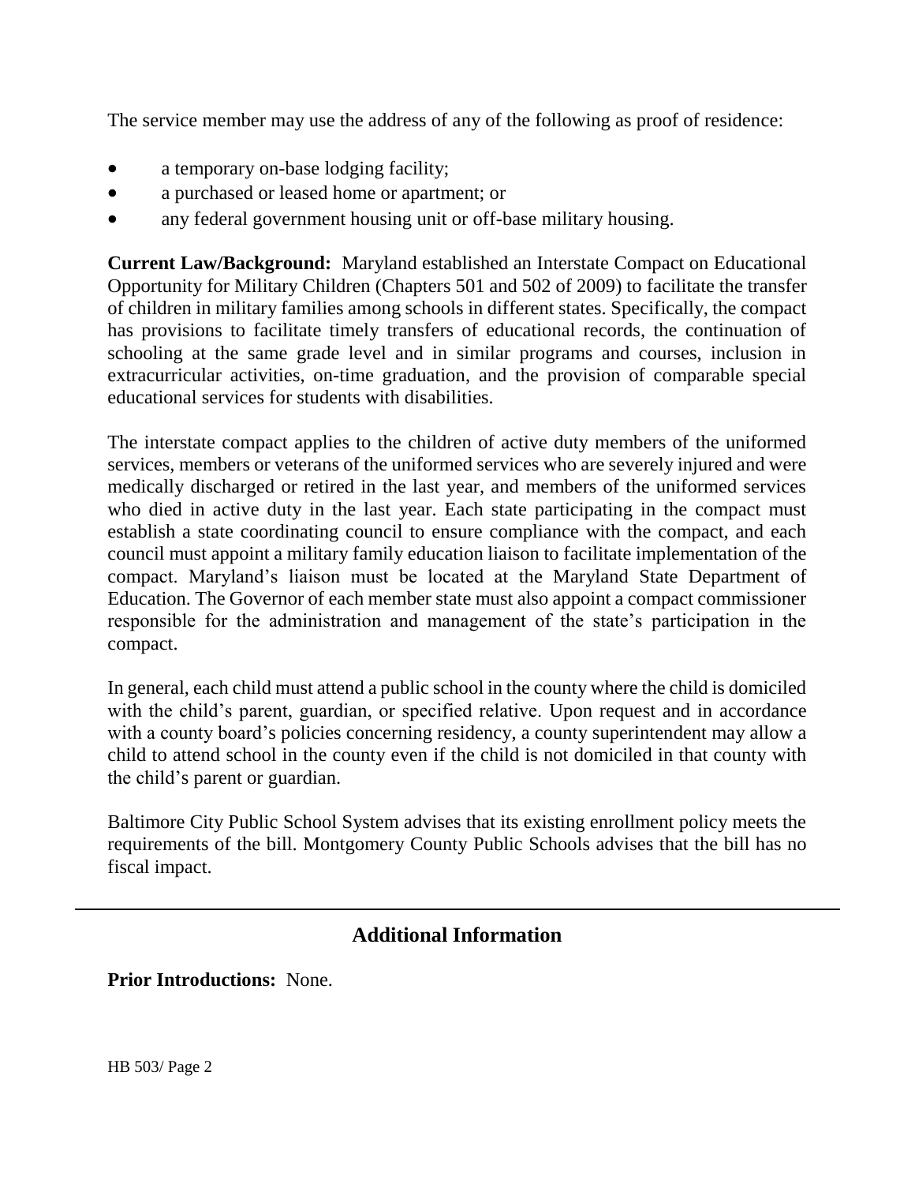The service member may use the address of any of the following as proof of residence:

- a temporary on-base lodging facility;
- a purchased or leased home or apartment; or
- any federal government housing unit or off-base military housing.

**Current Law/Background:** Maryland established an Interstate Compact on Educational Opportunity for Military Children (Chapters 501 and 502 of 2009) to facilitate the transfer of children in military families among schools in different states. Specifically, the compact has provisions to facilitate timely transfers of educational records, the continuation of schooling at the same grade level and in similar programs and courses, inclusion in extracurricular activities, on-time graduation, and the provision of comparable special educational services for students with disabilities.

The interstate compact applies to the children of active duty members of the uniformed services, members or veterans of the uniformed services who are severely injured and were medically discharged or retired in the last year, and members of the uniformed services who died in active duty in the last year. Each state participating in the compact must establish a state coordinating council to ensure compliance with the compact, and each council must appoint a military family education liaison to facilitate implementation of the compact. Maryland's liaison must be located at the Maryland State Department of Education. The Governor of each member state must also appoint a compact commissioner responsible for the administration and management of the state's participation in the compact.

In general, each child must attend a public school in the county where the child is domiciled with the child's parent, guardian, or specified relative. Upon request and in accordance with a county board's policies concerning residency, a county superintendent may allow a child to attend school in the county even if the child is not domiciled in that county with the child's parent or guardian.

Baltimore City Public School System advises that its existing enrollment policy meets the requirements of the bill. Montgomery County Public Schools advises that the bill has no fiscal impact.

## Additional Information

**Prior Introductions:** None.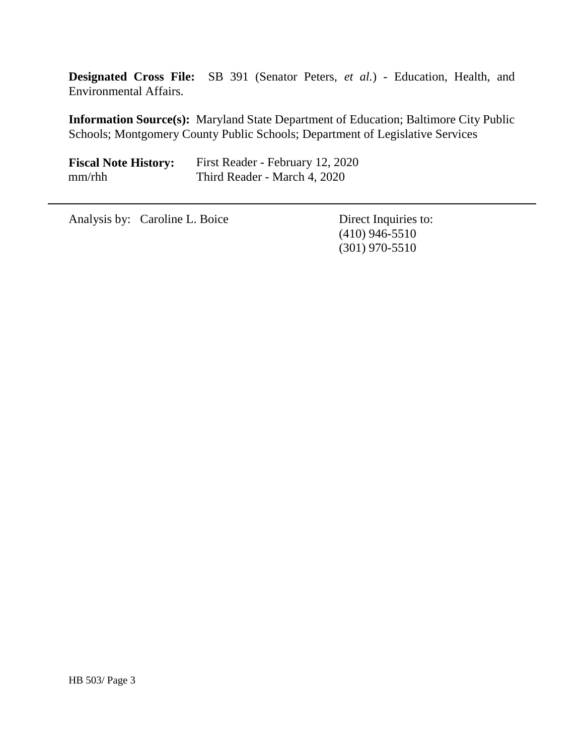**Designated Cross File:** SB 391 (Senator Peters, *et al.*) - Education, Health, and Environmental Affairs.

**Information Source(s):** Maryland State Department of Education; Baltimore City Public Schools; Montgomery County Public Schools; Department of Legislative Services

| | |
|---|---|
| **Fiscal Note History:** | First Reader - February 12, 2020 |
| mm/rhh | Third Reader - March 4, 2020 |

---

Analysis by: Caroline L. Boice

Direct Inquiries to:
(410) 946-5510
(301) 970-5510